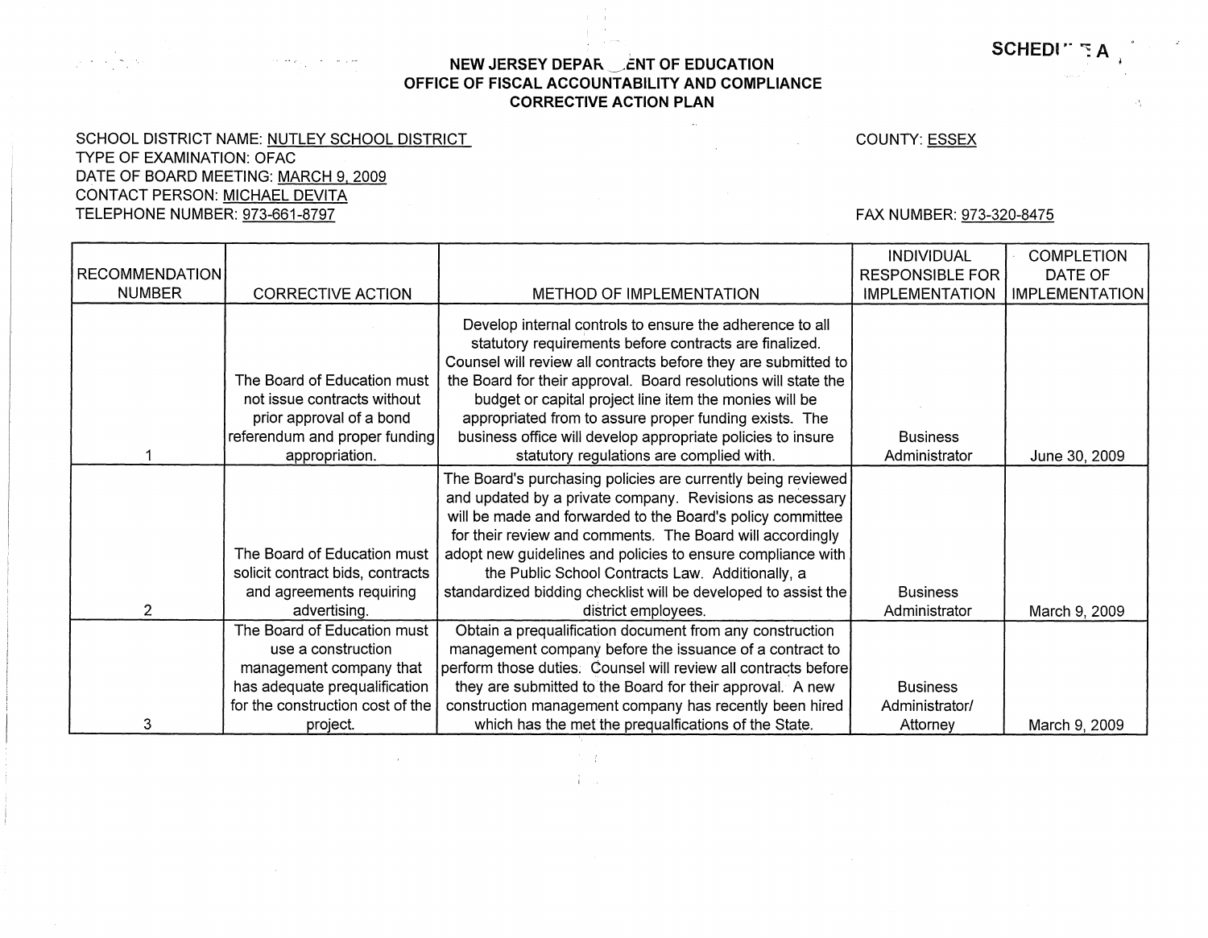SCHEDULE A

**NEW JERSEY DEPARTMENT OF EDUCATION**
**OFFICE OF FISCAL ACCOUNTABILITY AND COMPLIANCE**
**CORRECTIVE ACTION PLAN**

SCHOOL DISTRICT NAME: NUTLEY SCHOOL DISTRICT
COUNTY: ESSEX
TYPE OF EXAMINATION: OFAC
DATE OF BOARD MEETING: MARCH 9, 2009
CONTACT PERSON: MICHAEL DEVITA
TELEPHONE NUMBER: 973-661-8797
FAX NUMBER: 973-320-8475

| RECOMMENDATION NUMBER | CORRECTIVE ACTION | METHOD OF IMPLEMENTATION | INDIVIDUAL RESPONSIBLE FOR IMPLEMENTATION | COMPLETION DATE OF IMPLEMENTATION |
|---|---|---|---|---|
| 1 | The Board of Education must not issue contracts without prior approval of a bond referendum and proper funding appropriation. | Develop internal controls to ensure the adherence to all statutory requirements before contracts are finalized. Counsel will review all contracts before they are submitted to the Board for their approval. Board resolutions will state the budget or capital project line item the monies will be appropriated from to assure proper funding exists. The business office will develop appropriate policies to insure statutory regulations are complied with. | Business Administrator | June 30, 2009 |
| 2 | The Board of Education must solicit contract bids, contracts and agreements requiring advertising. | The Board's purchasing policies are currently being reviewed and updated by a private company. Revisions as necessary will be made and forwarded to the Board's policy committee for their review and comments. The Board will accordingly adopt new guidelines and policies to ensure compliance with the Public School Contracts Law. Additionally, a standardized bidding checklist will be developed to assist the district employees. | Business Administrator | March 9, 2009 |
| 3 | The Board of Education must use a construction management company that has adequate prequalification for the construction cost of the project. | Obtain a prequalification document from any construction management company before the issuance of a contract to perform those duties. Counsel will review all contracts before they are submitted to the Board for their approval. A new construction management company has recently been hired which has the met the prequalfications of the State. | Business Administrator/ Attorney | March 9, 2009 |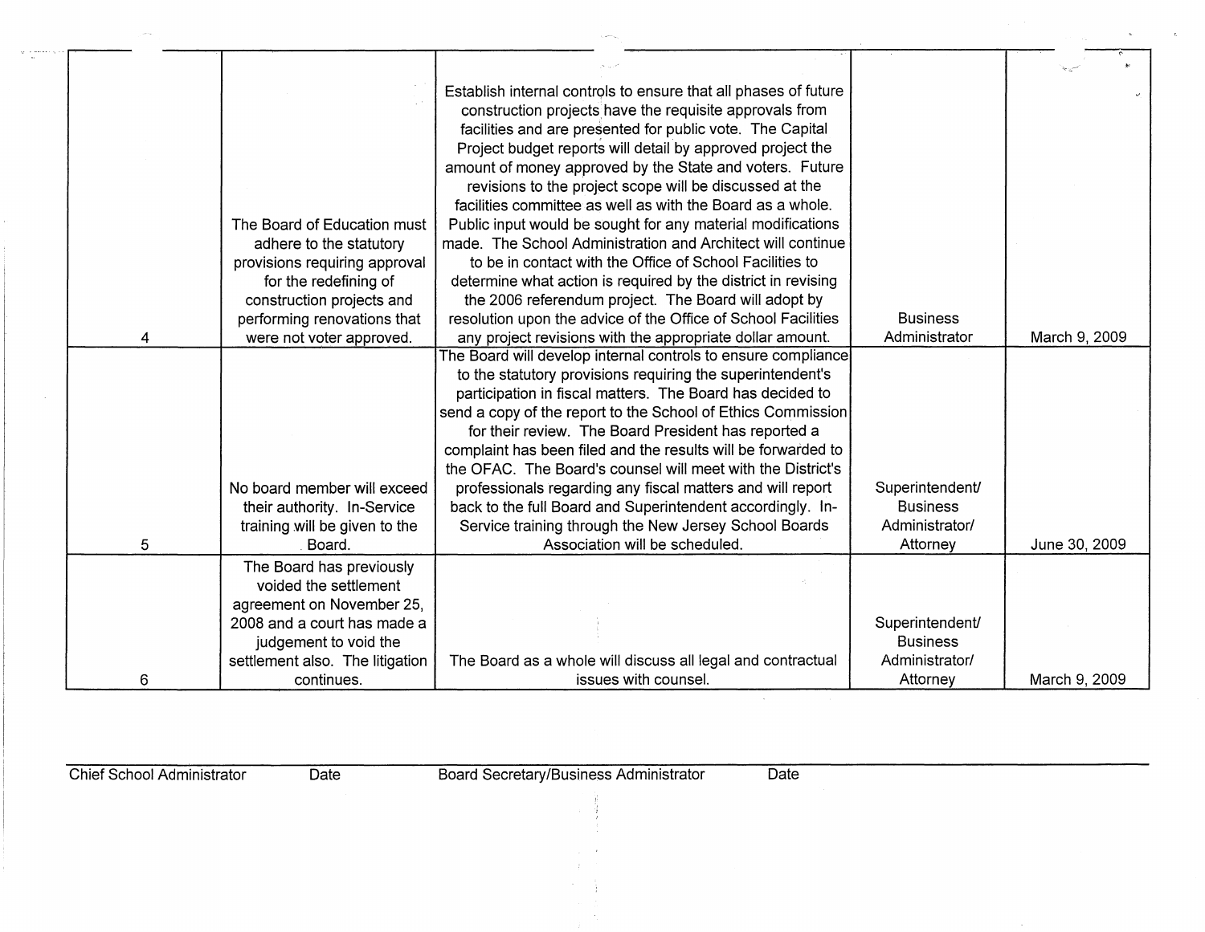| | | | | |
|---|---|---|---|---|
| 4 | The Board of Education must adhere to the statutory provisions requiring approval for the redefining of construction projects and performing renovations that were not voter approved. | Establish internal controls to ensure that all phases of future construction projects have the requisite approvals from facilities and are presented for public vote. The Capital Project budget reports will detail by approved project the amount of money approved by the State and voters. Future revisions to the project scope will be discussed at the facilities committee as well as with the Board as a whole. Public input would be sought for any material modifications made. The School Administration and Architect will continue to be in contact with the Office of School Facilities to determine what action is required by the district in revising the 2006 referendum project. The Board will adopt by resolution upon the advice of the Office of School Facilities any project revisions with the appropriate dollar amount. | Business Administrator | March 9, 2009 |
| 5 | No board member will exceed their authority. In-Service training will be given to the Board. | The Board will develop internal controls to ensure compliance to the statutory provisions requiring the superintendent's participation in fiscal matters. The Board has decided to send a copy of the report to the School of Ethics Commission for their review. The Board President has reported a complaint has been filed and the results will be forwarded to the OFAC. The Board's counsel will meet with the District's professionals regarding any fiscal matters and will report back to the full Board and Superintendent accordingly. In-Service training through the New Jersey School Boards Association will be scheduled. | Superintendent/ Business Administrator/ Attorney | June 30, 2009 |
| 6 | The Board has previously voided the settlement agreement on November 25, 2008 and a court has made a judgement to void the settlement also. The litigation continues. | The Board as a whole will discuss all legal and contractual issues with counsel. | Superintendent/ Business Administrator/ Attorney | March 9, 2009 |

Chief School Administrator　　Date　　Board Secretary/Business Administrator　　Date